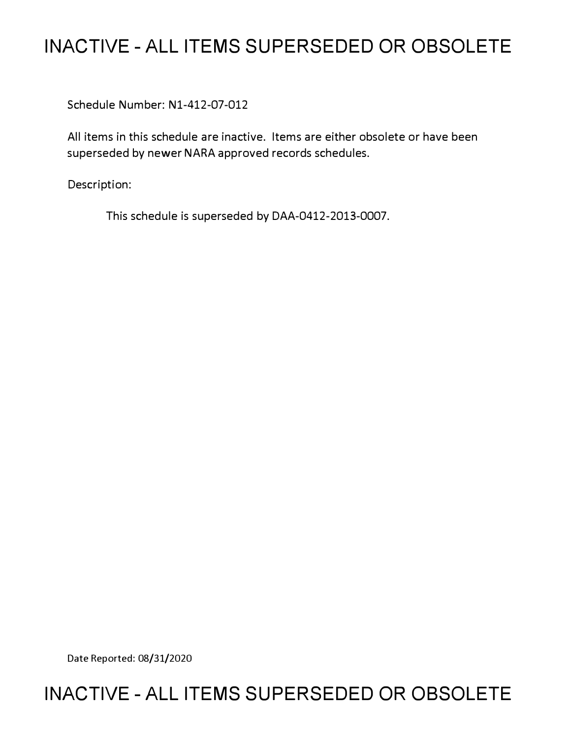# INACTIVE - ALL ITEMS SUPERSEDED OR OBSOLETE

Schedule Number: N1-412-07-012

All items in this schedule are inactive. Items are either obsolete or have been superseded by newer NARA approved records schedules.

Description:

This schedule is superseded by DAA-0412-2013-0007.

Date Reported: 08/31/2020

# INACTIVE - ALL ITEMS SUPERSEDED OR OBSOLETE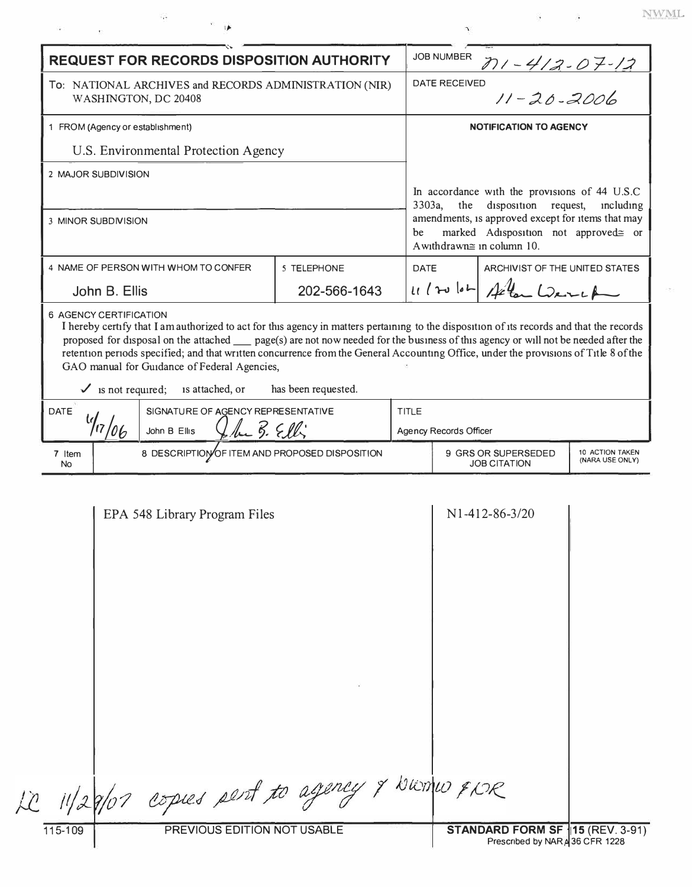# REQUEST FOR RECORDS DISPOSITION AUTHORITY

| | |
|---|---|
| **REQUEST FOR RECORDS DISPOSITION AUTHORITY** | JOB NUMBER N1-412-07-12 |
| To: NATIONAL ARCHIVES and RECORDS ADMINISTRATION (NIR) WASHINGTON, DC 20408 | DATE RECEIVED 11-20-2006 |
| 1 FROM (Agency or establishment) U.S. Environmental Protection Agency | **NOTIFICATION TO AGENCY** |
| 2 MAJOR SUBDIVISION | In accordance with the provisions of 44 U.S.C 3303a, the disposition request, including amendments, is approved except for items that may be marked Adisposition not approved≅ or Awithdrawn≅ in column 10. |
| 3 MINOR SUBDIVISION | |

| 4 NAME OF PERSON WITH WHOM TO CONFER | 5 TELEPHONE | DATE | ARCHIVIST OF THE UNITED STATES |
|---|---|---|---|
| John B. Ellis | 202-566-1643 | 11/20/06 | Allen Weinstein |

6 AGENCY CERTIFICATION

I hereby certify that I am authorized to act for this agency in matters pertaining to the disposition of its records and that the records proposed for disposal on the attached ___ page(s) are not now needed for the business of this agency or will not be needed after the retention periods specified; and that written concurrence from the General Accounting Office, under the provisions of Title 8 of the GAO manual for Guidance of Federal Agencies,

✓ is not required; is attached, or has been requested.

| DATE | SIGNATURE OF AGENCY REPRESENTATIVE | TITLE |
|---|---|---|
| 6/17/06 | John B Ellis *John B. Ellis* | Agency Records Officer |

| 7 Item No | 8 DESCRIPTION OF ITEM AND PROPOSED DISPOSITION | 9 GRS OR SUPERSEDED JOB CITATION | 10 ACTION TAKEN (NARA USE ONLY) |
|---|---|---|---|
| | EPA 548 Library Program Files | N1-412-86-3/20 | |

LC 11/29/07 copies sent to agency & NWMW & NR

115-109 PREVIOUS EDITION NOT USABLE **STANDARD FORM SF 115** (REV. 3-91) Prescribed by NARA 36 CFR 1228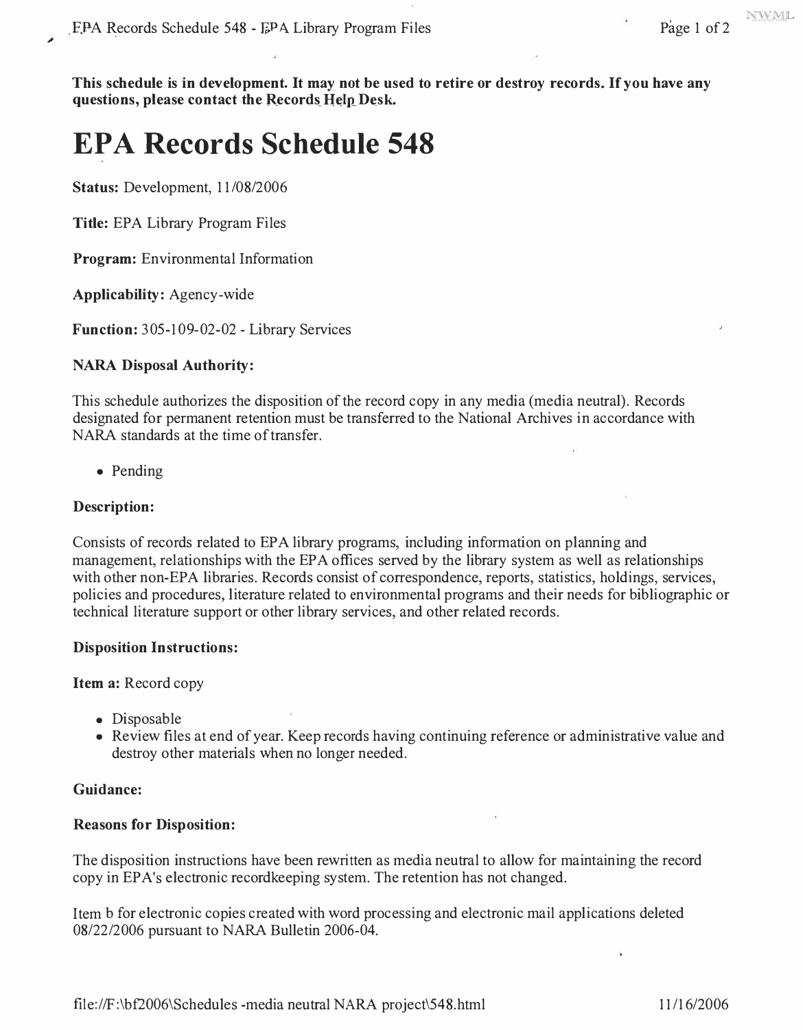**This schedule is in development. It may not be used to retire or destroy records. If you have any questions, please contact the Records Help Desk.**

# EPA Records Schedule 548

**Status:** Development, 11/08/2006

**Title:** EPA Library Program Files

**Program:** Environmental Information

**Applicability:** Agency-wide

**Function:** 305-109-02-02 - Library Services

**NARA Disposal Authority:**

This schedule authorizes the disposition of the record copy in any media (media neutral). Records designated for permanent retention must be transferred to the National Archives in accordance with NARA standards at the time of transfer.

- Pending

**Description:**

Consists of records related to EPA library programs, including information on planning and management, relationships with the EPA offices served by the library system as well as relationships with other non-EPA libraries. Records consist of correspondence, reports, statistics, holdings, services, policies and procedures, literature related to environmental programs and their needs for bibliographic or technical literature support or other library services, and other related records.

**Disposition Instructions:**

**Item a:** Record copy

- Disposable
- Review files at end of year. Keep records having continuing reference or administrative value and destroy other materials when no longer needed.

**Guidance:**

**Reasons for Disposition:**

The disposition instructions have been rewritten as media neutral to allow for maintaining the record copy in EPA's electronic recordkeeping system. The retention has not changed.

Item b for electronic copies created with word processing and electronic mail applications deleted 08/22/2006 pursuant to NARA Bulletin 2006-04.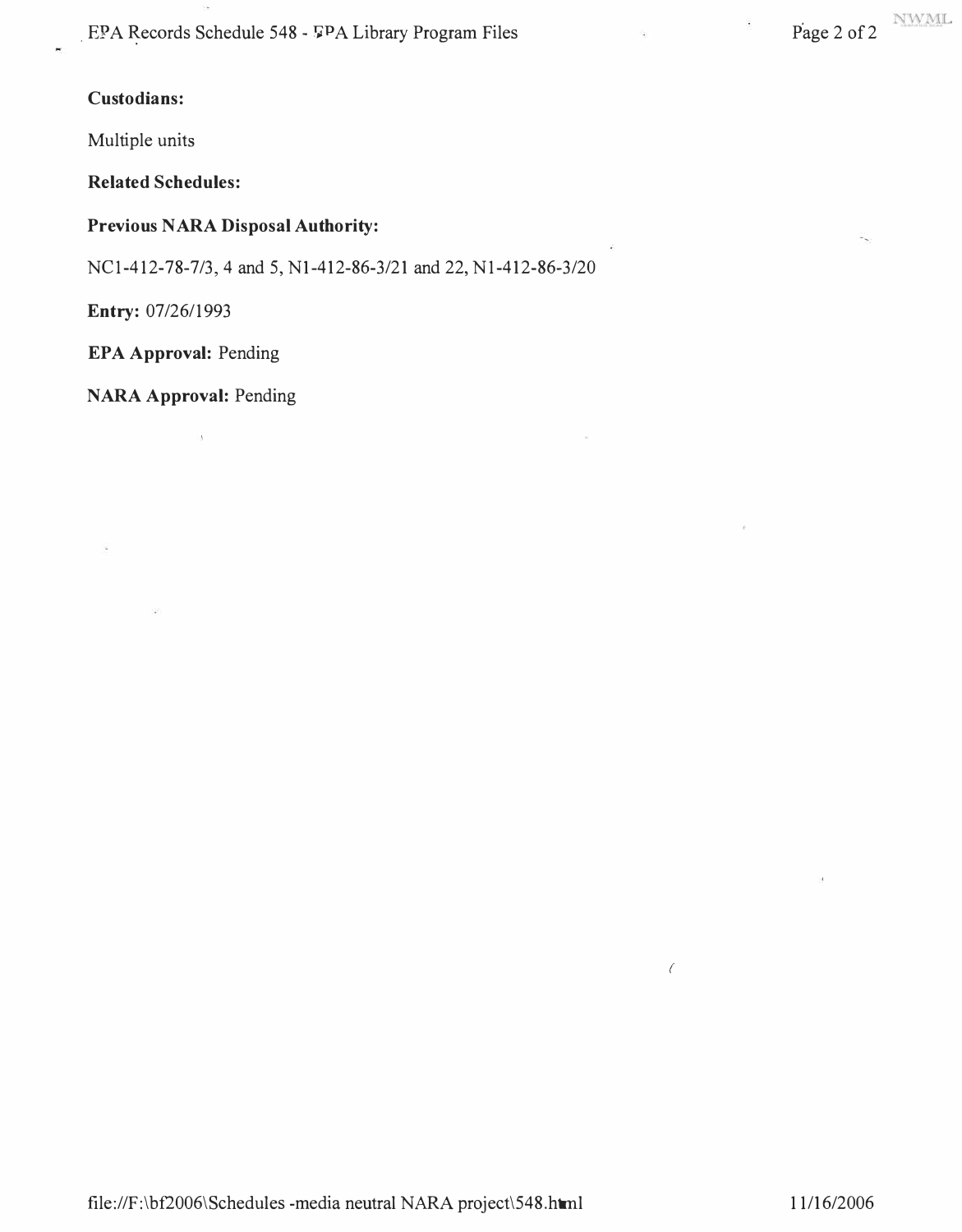**Custodians:**

Multiple units

**Related Schedules:**

**Previous NARA Disposal Authority:**

NC1-412-78-7/3, 4 and 5, N1-412-86-3/21 and 22, N1-412-86-3/20

**Entry:** 07/26/1993

**EPA Approval:** Pending

**NARA Approval:** Pending